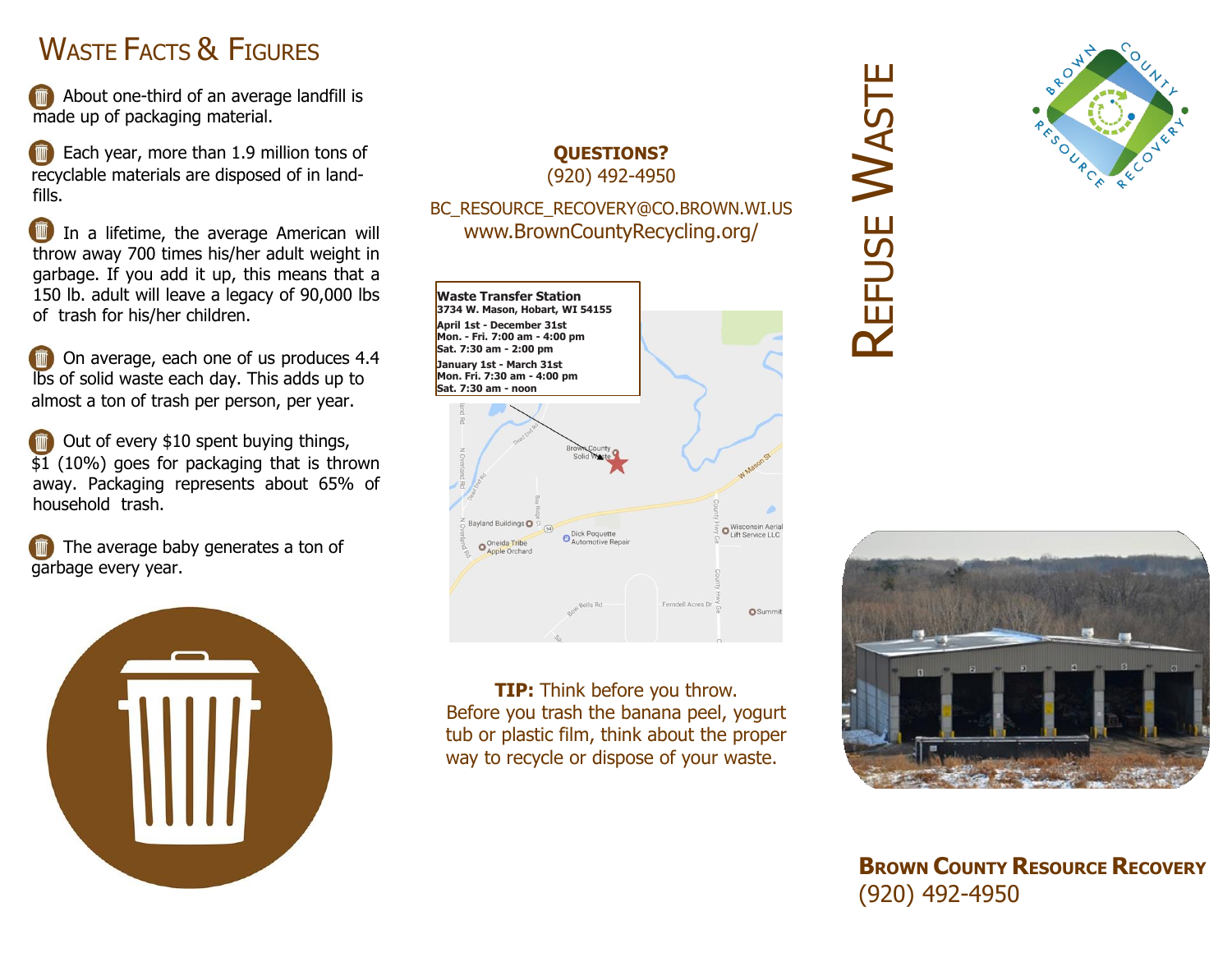# Waste Facts & Figures

- About one-third of an average landfill is made up of packaging material.
- Each year, more than 1.9 million tons of recyclable materials are disposed of in landfills.
- In a lifetime, the average American will throw away 700 times his/her adult weight in garbage. If you add it up, this means that a 150 lb. adult will leave a legacy of 90,000 lbs of trash for his/her children.
- On average, each one of us produces 4.4 lbs of solid waste each day. This adds up to almost a ton of trash per person, per year.
- Out of every $10 spent buying things, $1 (10%) goes for packaging that is thrown away. Packaging represents about 65% of household trash.
- The average baby generates a ton of garbage every year.

**QUESTIONS?**
(920) 492-4950

BC_RESOURCE_RECOVERY@CO.BROWN.WI.US
www.BrownCountyRecycling.org/

**Waste Transfer Station**
**3734 W. Mason, Hobart, WI 54155**

**April 1st - December 31st**
**Mon. - Fri. 7:00 am - 4:00 pm**
**Sat. 7:30 am - 2:00 pm**

**January 1st - March 31st**
**Mon. Fri. 7:30 am - 4:00 pm**
**Sat. 7:30 am - noon**

**TIP:** Think before you throw. Before you trash the banana peel, yogurt tub or plastic film, think about the proper way to recycle or dispose of your waste.

# Refuse Waste

Brown County Resource Recovery

**Brown County Resource Recovery**
(920) 492-4950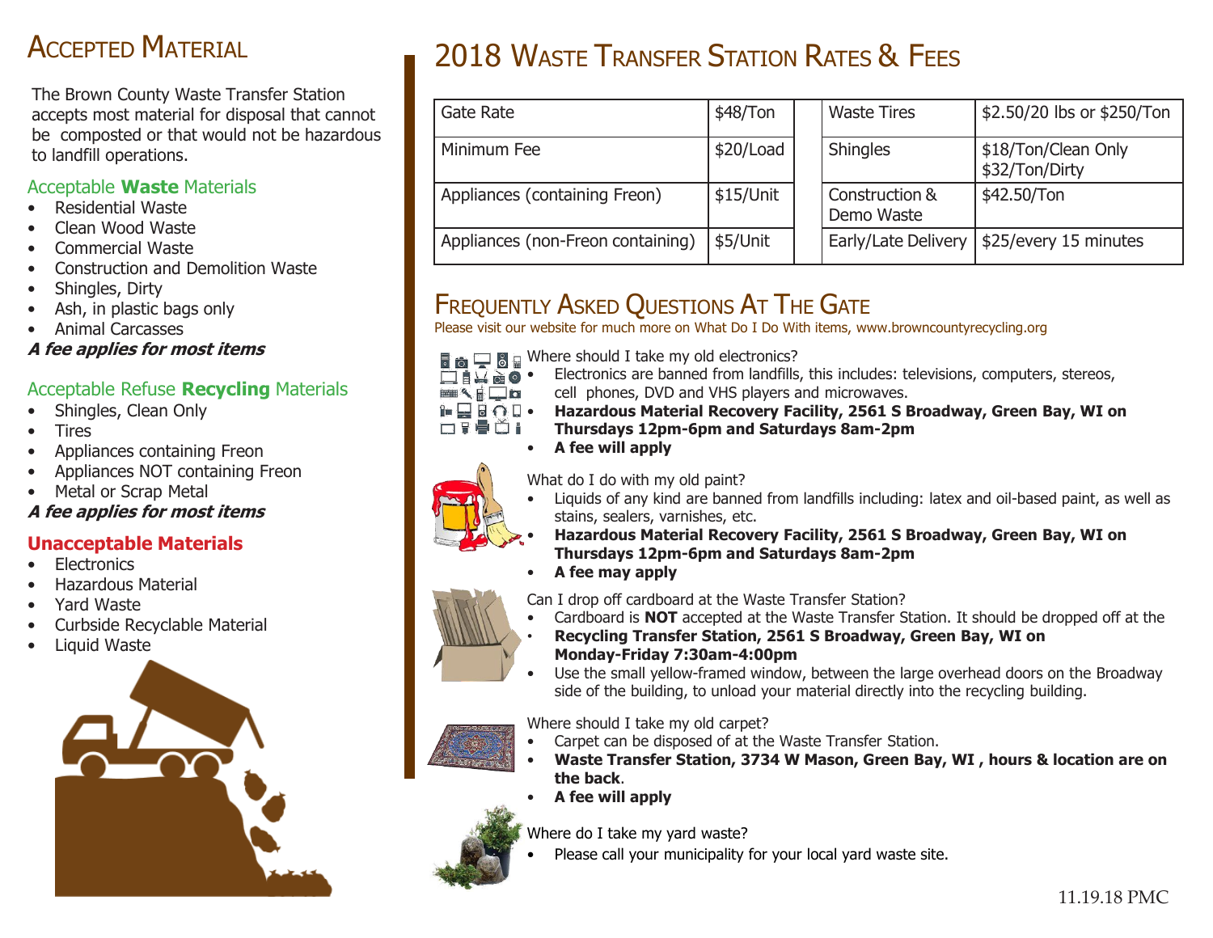# Accepted Material

The Brown County Waste Transfer Station accepts most material for disposal that cannot be composted or that would not be hazardous to landfill operations.

### Acceptable **Waste** Materials

- Residential Waste
- Clean Wood Waste
- Commercial Waste
- Construction and Demolition Waste
- Shingles, Dirty
- Ash, in plastic bags only
- Animal Carcasses

***A fee applies for most items***

### Acceptable Refuse **Recycling** Materials

- Shingles, Clean Only
- Tires
- Appliances containing Freon
- Appliances NOT containing Freon
- Metal or Scrap Metal

***A fee applies for most items***

### **Unacceptable Materials**

- Electronics
- Hazardous Material
- Yard Waste
- Curbside Recyclable Material
- Liquid Waste

# 2018 Waste Transfer Station Rates & Fees

| | | | |
|---|---|---|---|
| Gate Rate | $48/Ton | Waste Tires | $2.50/20 lbs or $250/Ton |
| Minimum Fee | $20/Load | Shingles | $18/Ton/Clean Only $32/Ton/Dirty |
| Appliances (containing Freon) | $15/Unit | Construction & Demo Waste | $42.50/Ton |
| Appliances (non-Freon containing) | $5/Unit | Early/Late Delivery | $25/every 15 minutes |

# Frequently Asked Questions At The Gate

Please visit our website for much more on What Do I Do With items, www.browncountyrecycling.org

Where should I take my old electronics?

- Electronics are banned from landfills, this includes: televisions, computers, stereos, cell phones, DVD and VHS players and microwaves.
- **Hazardous Material Recovery Facility, 2561 S Broadway, Green Bay, WI on Thursdays 12pm-6pm and Saturdays 8am-2pm**
- **A fee will apply**

What do I do with my old paint?

- Liquids of any kind are banned from landfills including: latex and oil-based paint, as well as stains, sealers, varnishes, etc.
- **Hazardous Material Recovery Facility, 2561 S Broadway, Green Bay, WI on Thursdays 12pm-6pm and Saturdays 8am-2pm**
- **A fee may apply**

Can I drop off cardboard at the Waste Transfer Station?

- Cardboard is **NOT** accepted at the Waste Transfer Station. It should be dropped off at the
- **Recycling Transfer Station, 2561 S Broadway, Green Bay, WI on Monday-Friday 7:30am-4:00pm**
- Use the small yellow-framed window, between the large overhead doors on the Broadway side of the building, to unload your material directly into the recycling building.

Where should I take my old carpet?

- Carpet can be disposed of at the Waste Transfer Station.
- **Waste Transfer Station, 3734 W Mason, Green Bay, WI , hours & location are on the back**.
- **A fee will apply**

Where do I take my yard waste?

- Please call your municipality for your local yard waste site.

11.19.18 PMC